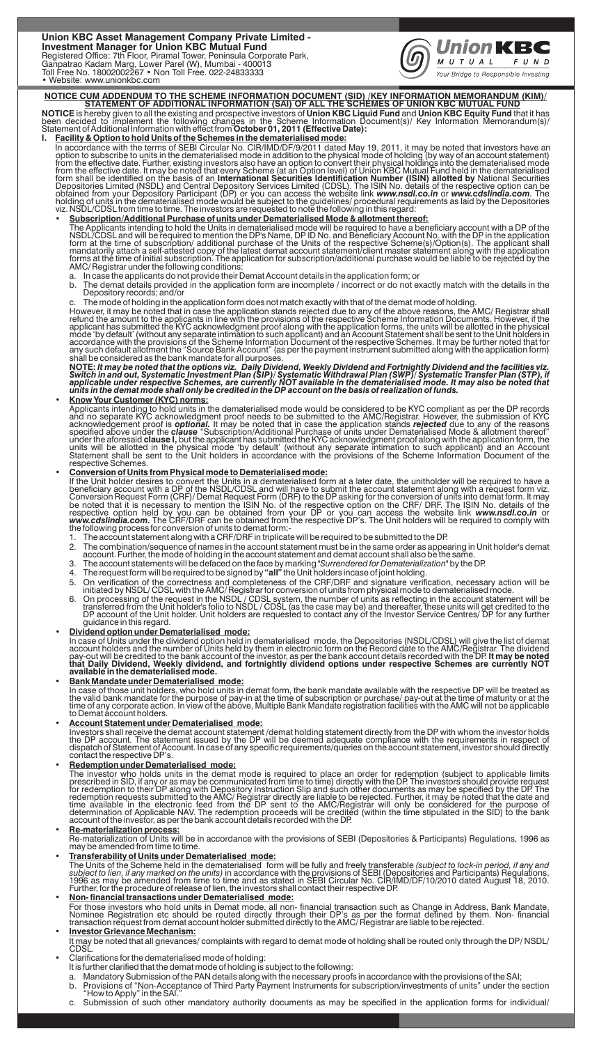**Union KBC Asset Management Company Private Limited -**
**Investment Manager for Union KBC Mutual Fund**
Registered Office: 7th Floor, Piramal Tower, Peninsula Corporate Park,
Ganpatrao Kadam Marg, Lower Parel (W), Mumbai - 400013
Toll Free No. 18002002267 • Non Toll Free. 022-24833333
• Website: www.unionkbc.com

Union KBC MUTUAL FUND
Your Bridge to Responsible Investing

## NOTICE CUM ADDENDUM TO THE SCHEME INFORMATION DOCUMENT (SID) /KEY INFORMATION MEMORANDUM (KIM)/ STATEMENT OF ADDITIONAL INFORMATION (SAI) OF ALL THE SCHEMES OF UNION KBC MUTUAL FUND

**NOTICE** is hereby given to all the existing and prospective investors of **Union KBC Liquid Fund** and **Union KBC Equity Fund** that it has been decided to implement the following changes in the Scheme Information Document(s)/ Key Information Memorandum(s)/ Statement of Additional Information with effect from **October 01, 2011 (Effective Date):**

**I. Facility & Option to hold Units of the Schemes in the dematerialised mode:**

In accordance with the terms of SEBI Circular No. CIR/IMD/DF/9/2011 dated May 19, 2011, it may be noted that investors have an option to subscribe to units in the dematerialised mode in addition to the physical mode of holding (by way of an account statement) from the effective date. Further, existing investors also have an option to convert their physical holdings into the dematerialised mode from the effective date. It may be noted that every Scheme (at an Option level) of Union KBC Mutual Fund held in the dematerialised form shall be identified on the basis of an **International Securities Identification Number (ISIN) allotted by** National Securities Depositories Limited (NSDL) and Central Depository Services Limited (CDSL). The ISIN No. details of the respective option can be obtained from your Depository Participant (DP) or you can access the website link ***www.nsdl.co.in*** or ***www.cdslindia.com***. The holding of units in the dematerialised mode would be subject to the guidelines/ procedural requirements as laid by the Depositories viz. NSDL/CDSL from time to time. The investors are requested to note the following in this regard:

- **Subscription/Additional Purchase of units under Dematerialised Mode & allotment thereof:**

  The Applicants intending to hold the Units in dematerialised mode will be required to have a beneficiary account with a DP of the NSDL/CDSL and will be required to mention the DP's Name, DP ID No. and Beneficiary Account No. with the DP in the application form at the time of subscription/ additional purchase of the Units of the respective Scheme(s)/Option(s). The applicant shall mandatorily attach a self-attested copy of the latest demat account statement/client master statement along with the application forms at the time of initial subscription. The application for subscription/additional purchase would be liable to be rejected by the AMC/ Registrar under the following conditions:

  a. In case the applicants do not provide their Demat Account details in the application form; or
  b. The demat details provided in the application form are incomplete / incorrect or do not exactly match with the details in the Depository records; and/or
  c. The mode of holding in the application form does not match exactly with that of the demat mode of holding.

  However, it may be noted that in case the application stands rejected due to any of the above reasons, the AMC/ Registrar shall refund the amount to the applicants in line with the provisions of the respective Scheme Information Documents. However, if the applicant has submitted the KYC acknowledgment proof along with the application forms, the units will be allotted in the physical mode 'by default' (without any separate intimation to such applicant) and an Account Statement shall be sent to the Unit holders in accordance with the provisions of the Scheme Information Document of the respective Schemes. It may be further noted that for any such default allotment the "Source Bank Account" (as per the payment instrument submitted along with the application form) shall be considered as the bank mandate for all purposes.

  ***NOTE: It may be noted that the options viz. Daily Dividend, Weekly Dividend and Fortnightly Dividend and the facilities viz. Switch in and out, Systematic Investment Plan (SIP)/ Systematic Withdrawal Plan (SWP)/ Systematic Transfer Plan (STP), if applicable under respective Schemes, are currently NOT available in the dematerialised mode. It may also be noted that units in the demat mode shall only be credited in the DP account on the basis of realization of funds.***

- **Know Your Customer (KYC) norms:**

  Applicants intending to hold units in the dematerialised mode would be considered to be KYC compliant as per the DP records and no separate KYC acknowledgment proof needs to be submitted to the AMC/Registrar. However, the submission of KYC acknowledgement proof is ***optional.*** It may be noted that in case the application stands ***rejected*** due to any of the reasons specified above under the ***clause*** "Subscription/Additional Purchase of units under Dematerialised Mode & allotment thereof" under the aforesaid **clause I,** but the applicant has submitted the KYC acknowledgment proof along with the application form, the units will be allotted in the physical mode 'by default' (without any separate intimation to such applicant) and an Account Statement shall be sent to the Unit holders in accordance with the provisions of the Scheme Information Document of the respective Schemes.

- **Conversion of Units from Physical mode to Dematerialised mode:**

  If the Unit holder desires to convert the Units in a dematerialised form at a later date, the unitholder will be required to have a beneficiary account with a DP of the NSDL/CDSL and will have to submit the account statement along with a request form viz. Conversion Request Form (CRF)/ Demat Request Form (DRF) to the DP asking for the conversion of units into demat form. It may be noted that it is necessary to mention the ISIN No. of the respective option on the CRF/ DRF. The ISIN No. details of the respective option held by you can be obtained from your DP or you can access the website link ***www.nsdl.co.in*** or ***www.cdslindia.com.*** The CRF/DRF can be obtained from the respective DP's. The Unit holders will be required to comply with the following process for conversion of units to demat form:-

  1. The account statement along with a CRF/DRF in triplicate will be required to be submitted to the DP.
  2. The combination/sequence of names in the account statement must be in the same order as appearing in Unit holder's demat account. Further, the mode of holding in the account statement and demat account shall also be the same.
  3. The account statements will be defaced on the face by marking "*Surrendered for Dematerialization*" by the DP.
  4. The request form will be required to be signed by **"all"** the Unit holders incase of joint holding.
  5. On verification of the correctness and completeness of the CRF/DRF and signature verification, necessary action will be initiated by NSDL/ CDSL with the AMC/ Registrar for conversion of units from physical mode to dematerialised mode.
  6. On processing of the request in the NSDL / CDSL system, the number of units as reflecting in the account statement will be transferred from the Unit holder's folio to NSDL / CDSL (as the case may be) and thereafter, these units will get credited to the DP account of the Unit holder. Unit holders are requested to contact any of the Investor Service Centres/ DP for any further guidance in this regard.

- **Dividend option under Dematerialised mode:**

  In case of Units under the dividend option held in dematerialised mode, the Depositories (NSDL/CDSL) will give the list of demat account holders and the number of Units held by them in electronic form on the Record date to the AMC/Registrar. The dividend pay-out will be credited to the bank account of the investor, as per the bank account details recorded with the DP. **It may be noted that Daily Dividend, Weekly dividend, and fortnightly dividend options under respective Schemes are currently NOT available in the dematerialised mode.**

- **Bank Mandate under Dematerialised mode:**

  In case of those unit holders, who hold units in demat form, the bank mandate available with the respective DP will be treated as the valid bank mandate for the purpose of pay-in at the time of subscription or purchase/ pay-out at the time of maturity or at the time of any corporate action. In view of the above, Multiple Bank Mandate registration facilities with the AMC will not be applicable to Demat account holders.

- **Account Statement under Dematerialised mode:**

  Investors shall receive the demat account statement /demat holding statement directly from the DP with whom the investor holds the DP account. The statement issued by the DP will be deemed adequate compliance with the requirements in respect of dispatch of Statement of Account. In case of any specific requirements/queries on the account statement, investor should directly contact the respective DP's.

- **Redemption under Dematerialised mode:**

  The investor who holds units in the demat mode is required to place an order for redemption (subject to applicable limits prescribed in SID, if any or as may be communicated from time to time) directly with the DP. The investors should provide request for redemption to their DP along with Depository Instruction Slip and such other documents as may be specified by the DP. The redemption requests submitted to the AMC/ Registrar directly are liable to be rejected. Further, it may be noted that the date and time available in the electronic feed from the DP sent to the AMC/Registrar will only be considered for the purpose of determination of Applicable NAV. The redemption proceeds will be credited (within the time stipulated in the SID) to the bank account of the investor, as per the bank account details recorded with the DP.

- **Re-materialization process:**

  Re-materialization of Units will be in accordance with the provisions of SEBI (Depositories & Participants) Regulations, 1996 as may be amended from time to time.

- **Transferability of Units under Dematerialised mode:**

  The Units of the Scheme held in the dematerialised form will be fully and freely transferable *(subject to lock-in period, if any and subject to lien, if any marked on the units)* in accordance with the provisions of SEBI (Depositories and Participants) Regulations, 1996 as may be amended from time to time and as stated in SEBI Circular No. CIR/IMD/DF/10/2010 dated August 18, 2010. Further, for the procedure of release of lien, the investors shall contact their respective DP.

- **Non- financial transactions under Dematerialised mode:**

  For those investors who hold units in Demat mode, all non- financial transaction such as Change in Address, Bank Mandate, Nominee Registration etc should be routed directly through their DP's as per the format defined by them. Non- financial transaction request from demat account holder submitted directly to the AMC/ Registrar are liable to be rejected.

- **Investor Grievance Mechanism:**

  It may be noted that all grievances/ complaints with regard to demat mode of holding shall be routed only through the DP/ NSDL/ CDSL.

- Clarifications for the dematerialised mode of holding:

  It is further clarified that the demat mode of holding is subject to the following:

  a. Mandatory Submission of the PAN details along with the necessary proofs in accordance with the provisions of the SAI;
  b. Provisions of "Non-Acceptance of Third Party Payment Instruments for subscription/investments of units" under the section "How to Apply" in the SAI."
  c. Submission of such other mandatory authority documents as may be specified in the application forms for individual/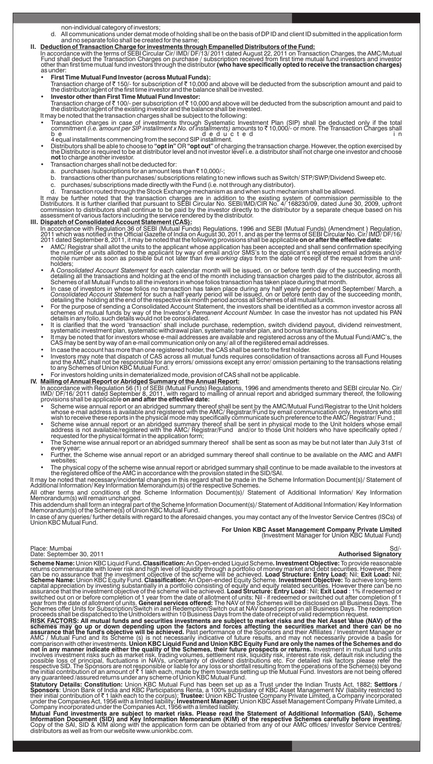non-individual category of investors;

d. All communications under demat mode of holding shall be on the basis of DP ID and client ID submitted in the application form and no separate folio shall be created for the same;

**II. Deduction of Transaction Charge for investments through Empanelled Distributors of the Fund:**

In accordance with the terms of SEBI Circular Cir/ IMD/ DF/13/ 2011 dated August 22, 2011 on Transaction Charges, the AMC/Mutual Fund shall deduct the Transaction Charges on purchase / subscription received from first time mutual fund investors and investor other than first time mutual fund investors through the distributor **(who have specifically opted to receive the transaction charges)** as under:

- **First Time Mutual Fund Investor (across Mutual Funds):**
  Transaction charge of ₹ 150/- for subscription of ₹ 10,000 and above will be deducted from the subscription amount and paid to the distributor/agent of the first time investor and the balance shall be invested.
- **Investor other than First Time Mutual Fund Investor:**
  Transaction charge of ₹ 100/- per subscription of ₹ 10,000 and above will be deducted from the subscription amount and paid to the distributor/agent of the existing investor and the balance shall be invested.

It may be noted that the transaction charges shall be subject to the following:

- Transaction charges in case of investments through Systematic Investment Plan (SIP) shall be deducted only if the total commitment *(i.e. amount per SIP installment x No. of installments)* amounts to ₹ 10,000/- or more. The Transaction Charges shall be deducted in 4 equal installments commencing from the second SIP installment.
- Distributors shall be able to choose to **"opt in"** OR **"opt out"** of charging the transaction charge. However, the option exercised by the Distributor is required to be at distributor level and not investor level i.e. a distributor shall not charge one investor and choose **not** to charge another investor.
- Transaction charges shall not be deducted for:
  a. purchases /subscriptions for an amount less than ₹ 10,000/-;
  b. transactions other than purchases/ subscriptions relating to new inflows such as Switch/ STP/SWP/Dividend Sweep etc.
  c. purchases/ subscriptions made directly with the Fund (i.e. not through any distributor).
  d. Transaction routed through the Stock Exchange mechanism as and when such mechanism shall be allowed.

It may be further noted that the transaction charges are in addition to the existing system of commission permissible to the Distributors. It is further clarified that pursuant to SEBI Circular No. SEBI/IMD/CIR No. 4/ 168230/09, dated June 30, 2009, upfront commission to distributors shall continue to be paid by the investor directly to the distributor by a separate cheque based on his assessment of various factors including the service rendered by the distributor.

**III. Dispatch of Consolidated Account Statement (CAS):**

In accordance with Regulation 36 of SEBI (Mutual Funds) Regulations, 1996 and SEBI (Mutual Funds) (Amendment ) Regulation, 2011 which was notified in the Official Gazette of India on August 30, 2011, and as per the terms of SEBI Circular No. Cir/ IMD/ DF/16/ 2011 dated September 8, 2011, it may be noted that the following provisions shall be applicable **on or after the effective date:**

- AMC/ Registrar shall allot the units to the applicant whose application has been accepted and shall send confirmation specifying the number of units allotted to the applicant by way of email and/or SMS's to the applicant's registered email address and/or mobile number as soon as possible but not later than *five working days* from the date of receipt of the request from the unit-holders;
- A *Consolidated Account Statement* for each calendar month will be issued, on or before tenth day of the succeeding month, detailing all the transactions and holding at the end of the month including transaction charges paid to the distributor, across all Schemes of all Mutual Funds to all the investors in whose folios transaction has taken place during that month.
- In case of investors in whose folios no transaction has taken place during any half yearly period ended September/ March, a *Consolidated Account Statement* for such a half yearly period will be issued, on or before tenth day of the succeeding month, detailing the holding at the end of the respective six month period across all Schemes of all mutual funds.
- For the purpose of sending a Consolidated Account Statement, the investors shall be identified as a common investor across all schemes of mutual funds by way of the Investor's *Permanent Account Number.* In case the investor has not updated his PAN details in any folio, such details would not be consolidated.
- It is clarified that the word 'transaction' shall include purchase, redemption, switch dividend payout, dividend reinvestment, systematic investment plan, systematic withdrawal plan, systematic transfer plan, and bonus transactions.
- It may be noted that for investors whose e-mail addresses are available and registered across any of the Mutual Fund/AMC's, the CAS may be sent by way of an e-mail communication only on any/ all of the registered email addresses.
- In case the account has more than one registered holder, the CAS shall be sent to the first holder.
- Investors may note that dispatch of CAS across all mutual funds requires consolidation of transactions across all Fund Houses and the AMC shall not be responsible for any errors/ omissions except any error/ omission pertaining to the transactions relating to any Schemes of Union KBC Mutual Fund.
- For investors holding units in dematerialized mode, provision of CAS shall not be applicable.

**IV. Mailing of Annual Report or Abridged Summary of the Annual Report:**

In accordance with Regulation 56 (1) of SEBI (Mutual Funds) Regulations, 1996 and amendments thereto and SEBI circular No. Cir/ IMD/ DF/16/ 2011 dated September 8, 2011, with regard to mailing of annual report and abridged summary thereof, the following provisions shall be applicable **on and after the effective date:**

- Scheme wise annual report or an abridged summary thereof shall be sent by the AMC/Mutual Fund/Registrar to the Unit holders whose e-mail address is available and registered with the AMC/ Registrar/Fund by email communication only. Investors who still wish to receive these reports in the physical mode may specifically communicate such preference to the AMC/ Registrar/ Fund.;
- Scheme wise annual report or an abridged summary thereof shall be sent in physical mode to the Unit holders whose email address is not available/registered with the AMC/ Registrar/Fund and/or to those Unit holders who have specifically opted / requested for the physical format in the application form;
- The Scheme wise annual report or an abridged summary thereof shall be sent as soon as may be but not later than July 31st of every year;
- Further, the Scheme wise annual report or an abridged summary thereof shall continue to be available on the AMC and AMFI websites;
- The physical copy of the scheme wise annual report or abridged summary shall continue to be made available to the investors at the registered office of the AMC in accordance with the provision stated in the SID/SAI.

It may be noted that necessary/incidental changes in this regard shall be made in the Scheme Information Document(s)/ Statement of Additional Information/ Key Information Memorandum(s) of the respective Schemes.

All other terms and conditions of the Scheme Information Document(s)/ Statement of Additional Information/ Key Information Memorandum(s) will remain unchanged.

This addendum shall form an integral part of the Scheme Information Document(s)/ Statement of Additional Information/ Key Information Memorandum(s) of the Scheme(s) of Union KBC Mutual Fund.

In case of any queries/ further details with regard to the aforesaid changes, you may contact any of the Investor Service Centres (ISCs) of Union KBC Mutual Fund.

**For Union KBC Asset Management Company Private Limited**
(Investment Manager for Union KBC Mutual Fund)

Place: Mumbai
Date: September 30, 2011

Sd/-
**Authorised Signatory**

**Scheme Name:** Union KBC Liquid Fund**. Classification:** An Open-ended Liquid Scheme**. Investment Objective:** To provide reasonable returns commensurate with lower risk and high level of liquidity through a portfolio of money market and debt securities. However, there can be no assurance that the investment objective of the scheme will be achieved. **Load Structure: Entry Load:** Nil; **Exit Load:** Nil; **Scheme Name:** Union KBC Equity Fund**. Classification:** An Open-ended Equity Scheme**. Investment Objective:** To achieve long-term capital appreciation by investing substantially in a portfolio consisting of equity and equity related securities. However there can be no assurance that the investment objective of the scheme will be achieved. **Load Structure: Entry Load** : Nil; **Exit Load** : 1% if redeemed or switched out on or before completion of 1 year from the date of allotment of units; Nil - if redeemed or switched out after completion of 1 year from the date of allotment of units. **General services offered:** The NAV of the Schemes will be disclosed on all Business Days. The Schemes offer Units for Subscription/Switch in and Redemption/Switch out at NAV based prices on all Business Days. The redemption proceeds shall be dispatched to the Unitholders within 10 Business Days from the date of receipt of valid redemption request.

**RISK FACTORS: All mutual funds and securities investments are subject to market risks and the Net Asset Value (NAV) of the schemes may go up or down depending upon the factors and forces affecting the securities market and there can be no assurance that the fund's objective will be achieved.** Past performance of the Sponsors and their Affiliates / Investment Manager or AMC / Mutual Fund and its Scheme (s) is not necessarily indicative of future results, and may not necessarily provide a basis for comparison with other investments. **Union KBC Liquid Fund and Union KBC Equity Fund are only the names of the Schemes and do not in any manner indicate either the quality of the Schemes, their future prospects or returns.** Investment in mutual fund units involves investment risks such as market risk, trading volumes, settlement risk, liquidity risk, interest rate risk, default risk including the possible loss of principal, fluctuations in NAVs, uncertainty of dividend distributions etc. For detailed risk factors please refer the respective SID. The Sponsors are not responsible or liable for any loss or shortfall resulting from the operations of the Scheme(s) beyond the initial contribution of an amount of ₹ 1 lakh each, made by them towards setting up the Mutual Fund. Investors are not being offered any guaranteed /assured returns under any scheme of Union KBC Mutual Fund.

**Statutory Details: Constitution:** Union KBC Mutual Fund has been set up as a Trust under the Indian Trusts Act, 1882; **Settlors / Sponsors**: Union Bank of India and KBC Participations Renta, a 100% subsidiary of KBC Asset Management NV (liability restricted to their initial contribution of ₹ 1 lakh each to the corpus); **Trustee:** Union KBC Trustee Company Private Limited, a Company incorporated under the Companies Act, 1956 with a limited liability; **Investment Manager:** Union KBC Asset Management Company Private Limited, a Company incorporated under the Companies Act, 1956 with a limited liability.

**Mutual Fund investments are subject to market risks. Please read the Statement of Additional Information (SAI), Scheme Information Document (SID) and Key Information Memorandum (KIM) of the respective Schemes carefully before investing.** Copy of the SAI, SID & KIM along with the application form can be obtained from any of our AMC offices/ Investor Service Centres/ distributors as well as from our website www.unionkbc.com.